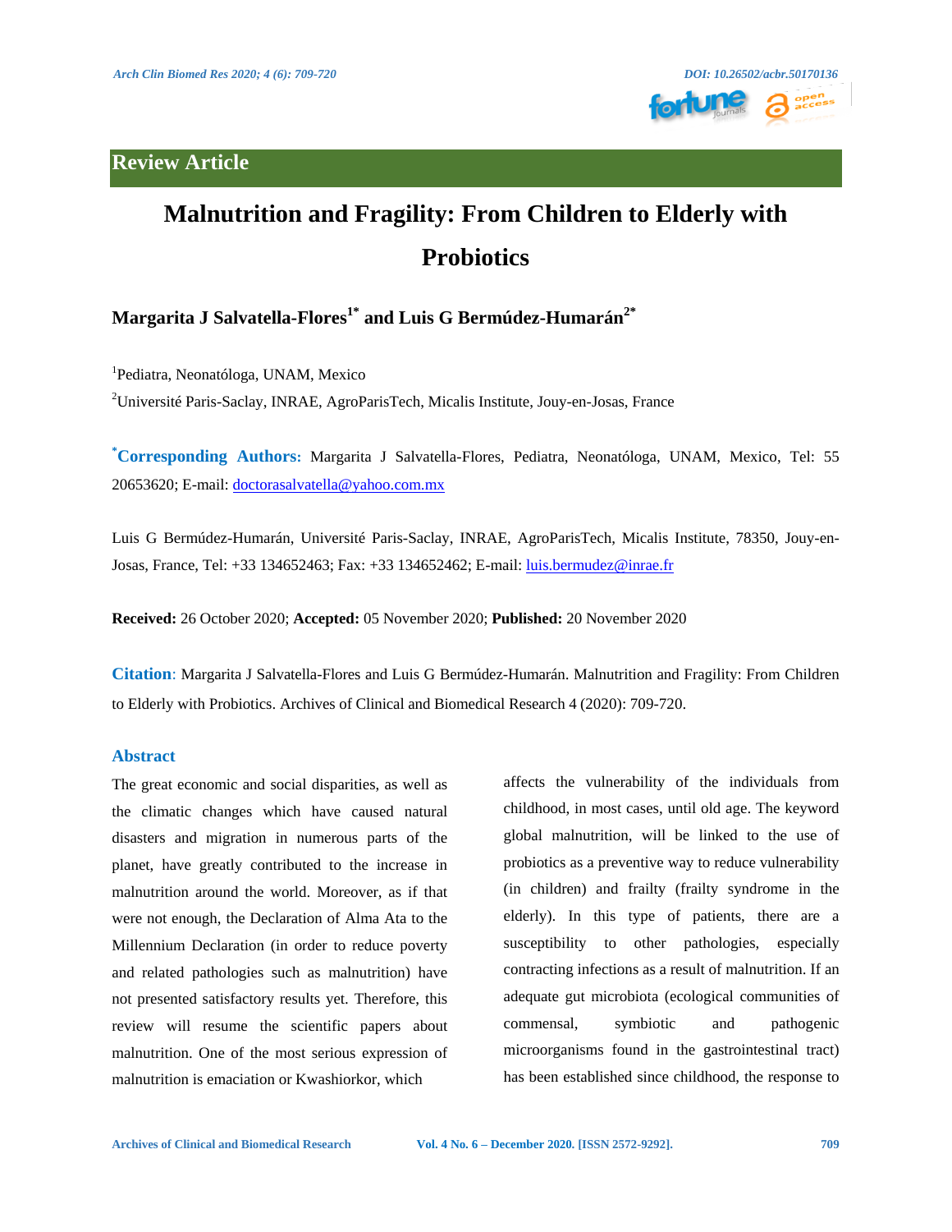## Review Article

# Malnutrition and Fragility: From Children to Elderly with Probiotics

**Margarita J Salvatella-Flores[1*] and Luis G Bermúdez-Humarán[2*]**

[1]Pediatra, Neonatóloga, UNAM, Mexico

[2]Université Paris-Saclay, INRAE, AgroParisTech, Micalis Institute, Jouy-en-Josas, France

**[*]Corresponding Authors:** Margarita J Salvatella-Flores, Pediatra, Neonatóloga, UNAM, Mexico, Tel: 55 20653620; E-mail: doctorasalvatella@yahoo.com.mx

Luis G Bermúdez-Humarán, Université Paris-Saclay, INRAE, AgroParisTech, Micalis Institute, 78350, Jouy-en-Josas, France, Tel: +33 134652463; Fax: +33 134652462; E-mail: luis.bermudez@inrae.fr

**Received:** 26 October 2020; **Accepted:** 05 November 2020; **Published:** 20 November 2020

**Citation**: Margarita J Salvatella-Flores and Luis G Bermúdez-Humarán. Malnutrition and Fragility: From Children to Elderly with Probiotics. Archives of Clinical and Biomedical Research 4 (2020): 709-720.

## Abstract

The great economic and social disparities, as well as the climatic changes which have caused natural disasters and migration in numerous parts of the planet, have greatly contributed to the increase in malnutrition around the world. Moreover, as if that were not enough, the Declaration of Alma Ata to the Millennium Declaration (in order to reduce poverty and related pathologies such as malnutrition) have not presented satisfactory results yet. Therefore, this review will resume the scientific papers about malnutrition. One of the most serious expression of malnutrition is emaciation or Kwashiorkor, which affects the vulnerability of the individuals from childhood, in most cases, until old age. The keyword global malnutrition, will be linked to the use of probiotics as a preventive way to reduce vulnerability (in children) and frailty (frailty syndrome in the elderly). In this type of patients, there are a susceptibility to other pathologies, especially contracting infections as a result of malnutrition. If an adequate gut microbiota (ecological communities of commensal, symbiotic and pathogenic microorganisms found in the gastrointestinal tract) has been established since childhood, the response to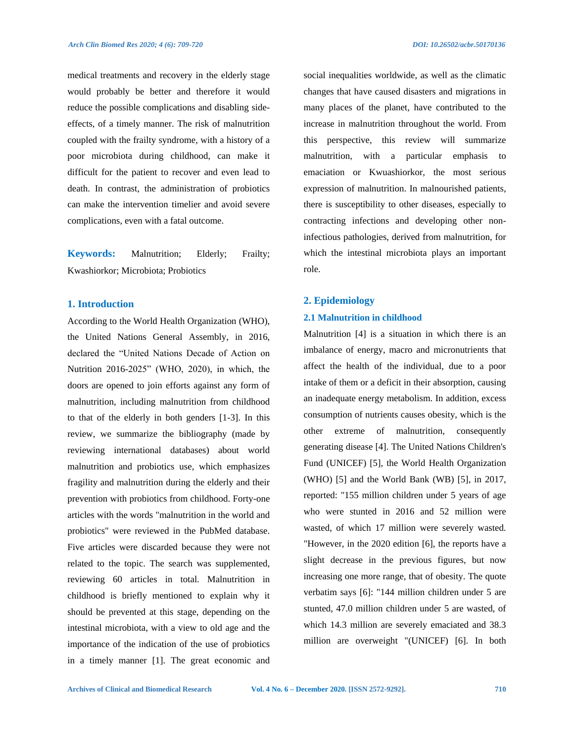medical treatments and recovery in the elderly stage would probably be better and therefore it would reduce the possible complications and disabling side-effects, of a timely manner. The risk of malnutrition coupled with the frailty syndrome, with a history of a poor microbiota during childhood, can make it difficult for the patient to recover and even lead to death. In contrast, the administration of probiotics can make the intervention timelier and avoid severe complications, even with a fatal outcome.

**Keywords:** Malnutrition; Elderly; Frailty; Kwashiorkor; Microbiota; Probiotics

## 1. Introduction

According to the World Health Organization (WHO), the United Nations General Assembly, in 2016, declared the "United Nations Decade of Action on Nutrition 2016-2025" (WHO, 2020), in which, the doors are opened to join efforts against any form of malnutrition, including malnutrition from childhood to that of the elderly in both genders [1-3]. In this review, we summarize the bibliography (made by reviewing international databases) about world malnutrition and probiotics use, which emphasizes fragility and malnutrition during the elderly and their prevention with probiotics from childhood. Forty-one articles with the words "malnutrition in the world and probiotics" were reviewed in the PubMed database. Five articles were discarded because they were not related to the topic. The search was supplemented, reviewing 60 articles in total. Malnutrition in childhood is briefly mentioned to explain why it should be prevented at this stage, depending on the intestinal microbiota, with a view to old age and the importance of the indication of the use of probiotics in a timely manner [1]. The great economic and social inequalities worldwide, as well as the climatic changes that have caused disasters and migrations in many places of the planet, have contributed to the increase in malnutrition throughout the world. From this perspective, this review will summarize malnutrition, with a particular emphasis to emaciation or Kwuashiorkor, the most serious expression of malnutrition. In malnourished patients, there is susceptibility to other diseases, especially to contracting infections and developing other non-infectious pathologies, derived from malnutrition, for which the intestinal microbiota plays an important role.

## 2. Epidemiology

### 2.1 Malnutrition in childhood

Malnutrition [4] is a situation in which there is an imbalance of energy, macro and micronutrients that affect the health of the individual, due to a poor intake of them or a deficit in their absorption, causing an inadequate energy metabolism. In addition, excess consumption of nutrients causes obesity, which is the other extreme of malnutrition, consequently generating disease [4]. The United Nations Children's Fund (UNICEF) [5], the World Health Organization (WHO) [5] and the World Bank (WB) [5], in 2017, reported: "155 million children under 5 years of age who were stunted in 2016 and 52 million were wasted, of which 17 million were severely wasted. "However, in the 2020 edition [6], the reports have a slight decrease in the previous figures, but now increasing one more range, that of obesity. The quote verbatim says [6]: "144 million children under 5 are stunted, 47.0 million children under 5 are wasted, of which 14.3 million are severely emaciated and 38.3 million are overweight "(UNICEF) [6]. In both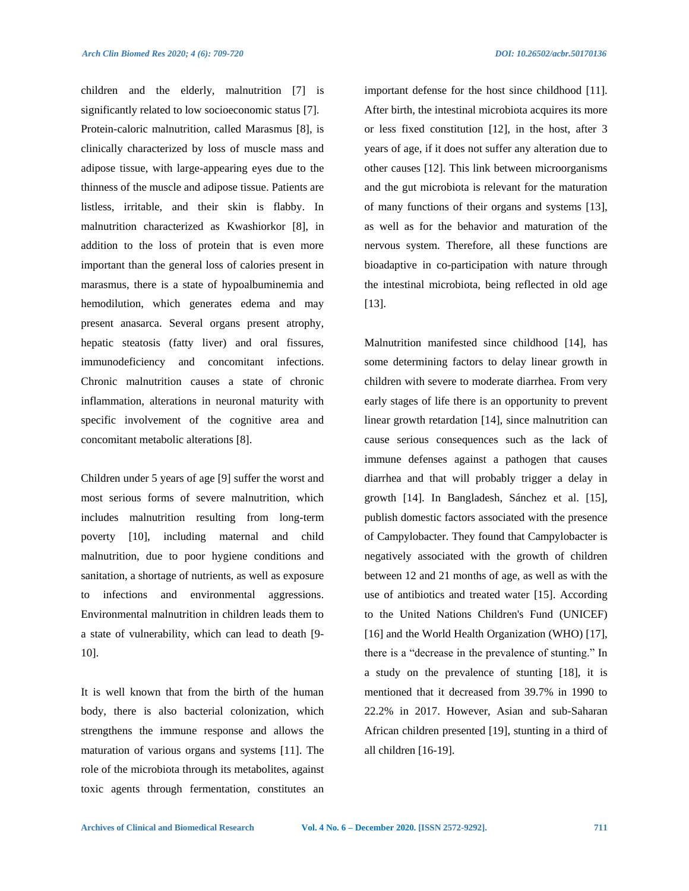children and the elderly, malnutrition [7] is significantly related to low socioeconomic status [7]. Protein-caloric malnutrition, called Marasmus [8], is clinically characterized by loss of muscle mass and adipose tissue, with large-appearing eyes due to the thinness of the muscle and adipose tissue. Patients are listless, irritable, and their skin is flabby. In malnutrition characterized as Kwashiorkor [8], in addition to the loss of protein that is even more important than the general loss of calories present in marasmus, there is a state of hypoalbuminemia and hemodilution, which generates edema and may present anasarca. Several organs present atrophy, hepatic steatosis (fatty liver) and oral fissures, immunodeficiency and concomitant infections. Chronic malnutrition causes a state of chronic inflammation, alterations in neuronal maturity with specific involvement of the cognitive area and concomitant metabolic alterations [8].

Children under 5 years of age [9] suffer the worst and most serious forms of severe malnutrition, which includes malnutrition resulting from long-term poverty [10], including maternal and child malnutrition, due to poor hygiene conditions and sanitation, a shortage of nutrients, as well as exposure to infections and environmental aggressions. Environmental malnutrition in children leads them to a state of vulnerability, which can lead to death [9-10].

It is well known that from the birth of the human body, there is also bacterial colonization, which strengthens the immune response and allows the maturation of various organs and systems [11]. The role of the microbiota through its metabolites, against toxic agents through fermentation, constitutes an important defense for the host since childhood [11]. After birth, the intestinal microbiota acquires its more or less fixed constitution [12], in the host, after 3 years of age, if it does not suffer any alteration due to other causes [12]. This link between microorganisms and the gut microbiota is relevant for the maturation of many functions of their organs and systems [13], as well as for the behavior and maturation of the nervous system. Therefore, all these functions are bioadaptive in co-participation with nature through the intestinal microbiota, being reflected in old age [13].

Malnutrition manifested since childhood [14], has some determining factors to delay linear growth in children with severe to moderate diarrhea. From very early stages of life there is an opportunity to prevent linear growth retardation [14], since malnutrition can cause serious consequences such as the lack of immune defenses against a pathogen that causes diarrhea and that will probably trigger a delay in growth [14]. In Bangladesh, Sánchez et al. [15], publish domestic factors associated with the presence of Campylobacter. They found that Campylobacter is negatively associated with the growth of children between 12 and 21 months of age, as well as with the use of antibiotics and treated water [15]. According to the United Nations Children's Fund (UNICEF) [16] and the World Health Organization (WHO) [17], there is a "decrease in the prevalence of stunting." In a study on the prevalence of stunting [18], it is mentioned that it decreased from 39.7% in 1990 to 22.2% in 2017. However, Asian and sub-Saharan African children presented [19], stunting in a third of all children [16-19].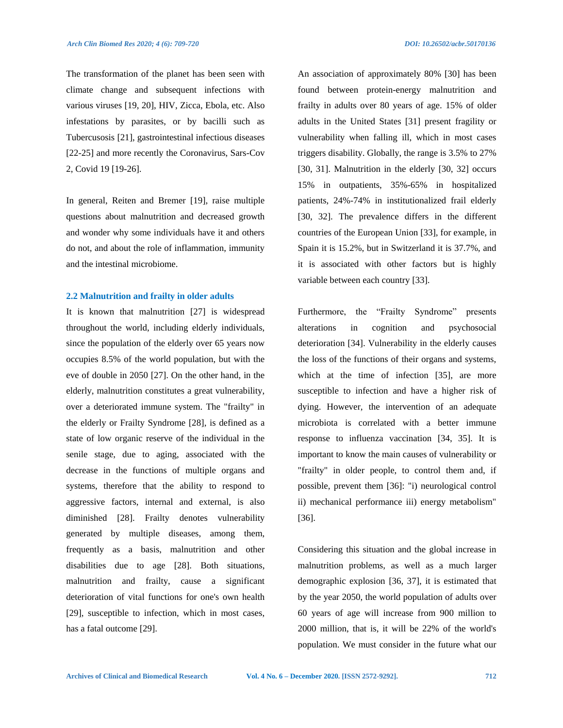The transformation of the planet has been seen with climate change and subsequent infections with various viruses [19, 20], HIV, Zicca, Ebola, etc. Also infestations by parasites, or by bacilli such as Tubercusosis [21], gastrointestinal infectious diseases [22-25] and more recently the Coronavirus, Sars-Cov 2, Covid 19 [19-26].

In general, Reiten and Bremer [19], raise multiple questions about malnutrition and decreased growth and wonder why some individuals have it and others do not, and about the role of inflammation, immunity and the intestinal microbiome.

### 2.2 Malnutrition and frailty in older adults

It is known that malnutrition [27] is widespread throughout the world, including elderly individuals, since the population of the elderly over 65 years now occupies 8.5% of the world population, but with the eve of double in 2050 [27]. On the other hand, in the elderly, malnutrition constitutes a great vulnerability, over a deteriorated immune system. The "frailty" in the elderly or Frailty Syndrome [28], is defined as a state of low organic reserve of the individual in the senile stage, due to aging, associated with the decrease in the functions of multiple organs and systems, therefore that the ability to respond to aggressive factors, internal and external, is also diminished [28]. Frailty denotes vulnerability generated by multiple diseases, among them, frequently as a basis, malnutrition and other disabilities due to age [28]. Both situations, malnutrition and frailty, cause a significant deterioration of vital functions for one's own health [29], susceptible to infection, which in most cases, has a fatal outcome [29].

An association of approximately 80% [30] has been found between protein-energy malnutrition and frailty in adults over 80 years of age. 15% of older adults in the United States [31] present fragility or vulnerability when falling ill, which in most cases triggers disability. Globally, the range is 3.5% to 27% [30, 31]. Malnutrition in the elderly [30, 32] occurs 15% in outpatients, 35%-65% in hospitalized patients, 24%-74% in institutionalized frail elderly [30, 32]. The prevalence differs in the different countries of the European Union [33], for example, in Spain it is 15.2%, but in Switzerland it is 37.7%, and it is associated with other factors but is highly variable between each country [33].

Furthermore, the "Frailty Syndrome" presents alterations in cognition and psychosocial deterioration [34]. Vulnerability in the elderly causes the loss of the functions of their organs and systems, which at the time of infection [35], are more susceptible to infection and have a higher risk of dying. However, the intervention of an adequate microbiota is correlated with a better immune response to influenza vaccination [34, 35]. It is important to know the main causes of vulnerability or "frailty" in older people, to control them and, if possible, prevent them [36]: "i) neurological control ii) mechanical performance iii) energy metabolism" [36].

Considering this situation and the global increase in malnutrition problems, as well as a much larger demographic explosion [36, 37], it is estimated that by the year 2050, the world population of adults over 60 years of age will increase from 900 million to 2000 million, that is, it will be 22% of the world's population. We must consider in the future what our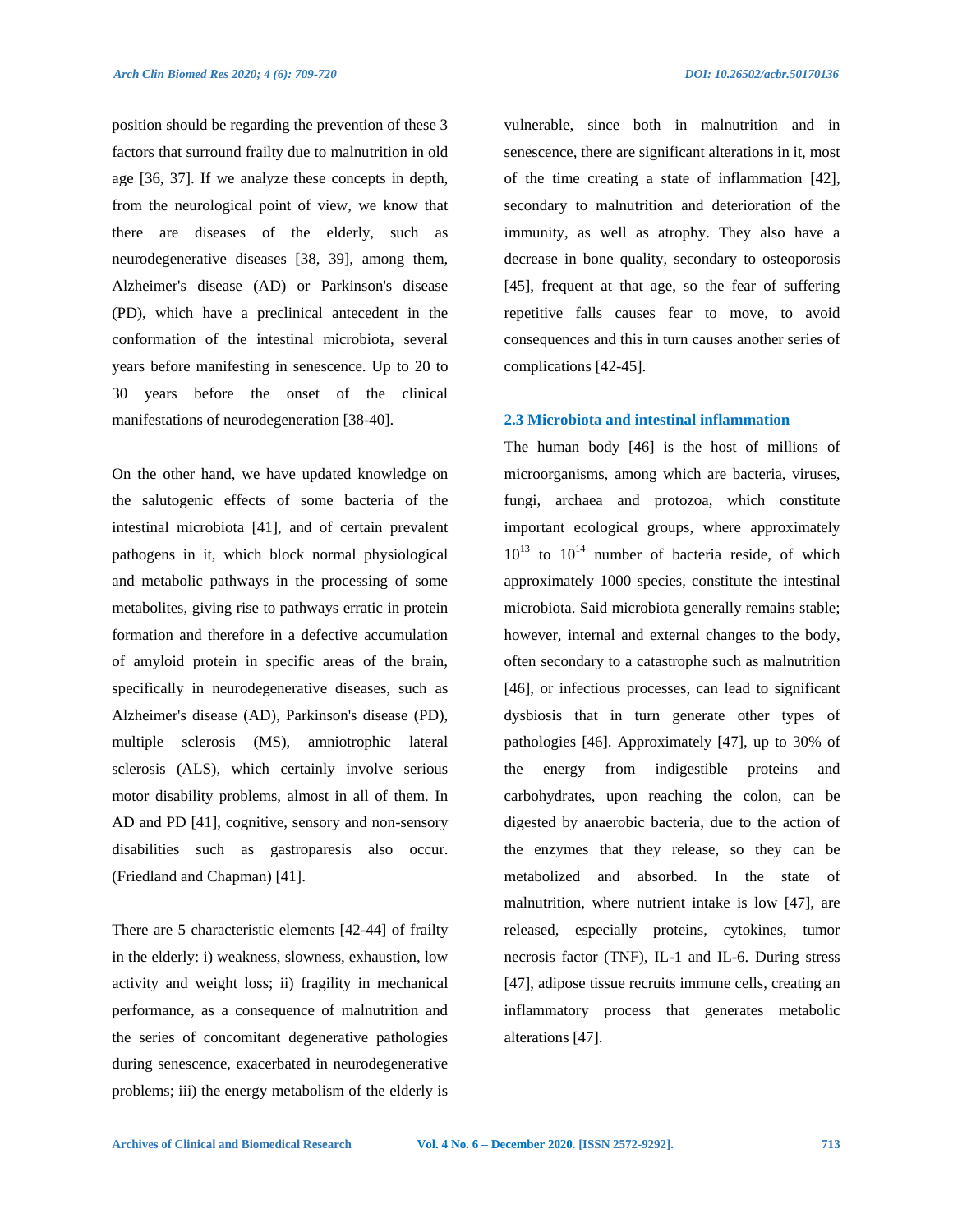position should be regarding the prevention of these 3 factors that surround frailty due to malnutrition in old age [36, 37]. If we analyze these concepts in depth, from the neurological point of view, we know that there are diseases of the elderly, such as neurodegenerative diseases [38, 39], among them, Alzheimer's disease (AD) or Parkinson's disease (PD), which have a preclinical antecedent in the conformation of the intestinal microbiota, several years before manifesting in senescence. Up to 20 to 30 years before the onset of the clinical manifestations of neurodegeneration [38-40].

On the other hand, we have updated knowledge on the salutogenic effects of some bacteria of the intestinal microbiota [41], and of certain prevalent pathogens in it, which block normal physiological and metabolic pathways in the processing of some metabolites, giving rise to pathways erratic in protein formation and therefore in a defective accumulation of amyloid protein in specific areas of the brain, specifically in neurodegenerative diseases, such as Alzheimer's disease (AD), Parkinson's disease (PD), multiple sclerosis (MS), amniotrophic lateral sclerosis (ALS), which certainly involve serious motor disability problems, almost in all of them. In AD and PD [41], cognitive, sensory and non-sensory disabilities such as gastroparesis also occur. (Friedland and Chapman) [41].

There are 5 characteristic elements [42-44] of frailty in the elderly: i) weakness, slowness, exhaustion, low activity and weight loss; ii) fragility in mechanical performance, as a consequence of malnutrition and the series of concomitant degenerative pathologies during senescence, exacerbated in neurodegenerative problems; iii) the energy metabolism of the elderly is vulnerable, since both in malnutrition and in senescence, there are significant alterations in it, most of the time creating a state of inflammation [42], secondary to malnutrition and deterioration of the immunity, as well as atrophy. They also have a decrease in bone quality, secondary to osteoporosis [45], frequent at that age, so the fear of suffering repetitive falls causes fear to move, to avoid consequences and this in turn causes another series of complications [42-45].

### 2.3 Microbiota and intestinal inflammation

The human body [46] is the host of millions of microorganisms, among which are bacteria, viruses, fungi, archaea and protozoa, which constitute important ecological groups, where approximately $10^{13}$ to $10^{14}$ number of bacteria reside, of which approximately 1000 species, constitute the intestinal microbiota. Said microbiota generally remains stable; however, internal and external changes to the body, often secondary to a catastrophe such as malnutrition [46], or infectious processes, can lead to significant dysbiosis that in turn generate other types of pathologies [46]. Approximately [47], up to 30% of the energy from indigestible proteins and carbohydrates, upon reaching the colon, can be digested by anaerobic bacteria, due to the action of the enzymes that they release, so they can be metabolized and absorbed. In the state of malnutrition, where nutrient intake is low [47], are released, especially proteins, cytokines, tumor necrosis factor (TNF), IL-1 and IL-6. During stress [47], adipose tissue recruits immune cells, creating an inflammatory process that generates metabolic alterations [47].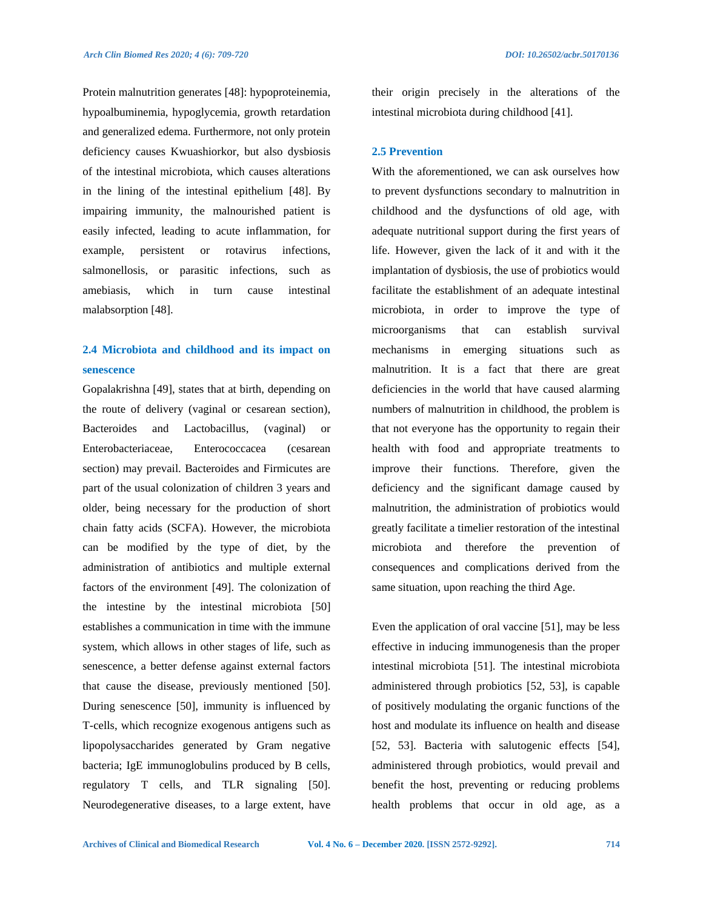Protein malnutrition generates [48]: hypoproteinemia, hypoalbuminemia, hypoglycemia, growth retardation and generalized edema. Furthermore, not only protein deficiency causes Kwuashiorkor, but also dysbiosis of the intestinal microbiota, which causes alterations in the lining of the intestinal epithelium [48]. By impairing immunity, the malnourished patient is easily infected, leading to acute inflammation, for example, persistent or rotavirus infections, salmonellosis, or parasitic infections, such as amebiasis, which in turn cause intestinal malabsorption [48].

### 2.4 Microbiota and childhood and its impact on senescence

Gopalakrishna [49], states that at birth, depending on the route of delivery (vaginal or cesarean section), Bacteroides and Lactobacillus, (vaginal) or Enterobacteriaceae, Enterococcacea (cesarean section) may prevail. Bacteroides and Firmicutes are part of the usual colonization of children 3 years and older, being necessary for the production of short chain fatty acids (SCFA). However, the microbiota can be modified by the type of diet, by the administration of antibiotics and multiple external factors of the environment [49]. The colonization of the intestine by the intestinal microbiota [50] establishes a communication in time with the immune system, which allows in other stages of life, such as senescence, a better defense against external factors that cause the disease, previously mentioned [50]. During senescence [50], immunity is influenced by T-cells, which recognize exogenous antigens such as lipopolysaccharides generated by Gram negative bacteria; IgE immunoglobulins produced by B cells, regulatory T cells, and TLR signaling [50]. Neurodegenerative diseases, to a large extent, have their origin precisely in the alterations of the intestinal microbiota during childhood [41].

### 2.5 Prevention

With the aforementioned, we can ask ourselves how to prevent dysfunctions secondary to malnutrition in childhood and the dysfunctions of old age, with adequate nutritional support during the first years of life. However, given the lack of it and with it the implantation of dysbiosis, the use of probiotics would facilitate the establishment of an adequate intestinal microbiota, in order to improve the type of microorganisms that can establish survival mechanisms in emerging situations such as malnutrition. It is a fact that there are great deficiencies in the world that have caused alarming numbers of malnutrition in childhood, the problem is that not everyone has the opportunity to regain their health with food and appropriate treatments to improve their functions. Therefore, given the deficiency and the significant damage caused by malnutrition, the administration of probiotics would greatly facilitate a timelier restoration of the intestinal microbiota and therefore the prevention of consequences and complications derived from the same situation, upon reaching the third Age.

Even the application of oral vaccine [51], may be less effective in inducing immunogenesis than the proper intestinal microbiota [51]. The intestinal microbiota administered through probiotics [52, 53], is capable of positively modulating the organic functions of the host and modulate its influence on health and disease [52, 53]. Bacteria with salutogenic effects [54], administered through probiotics, would prevail and benefit the host, preventing or reducing problems health problems that occur in old age, as a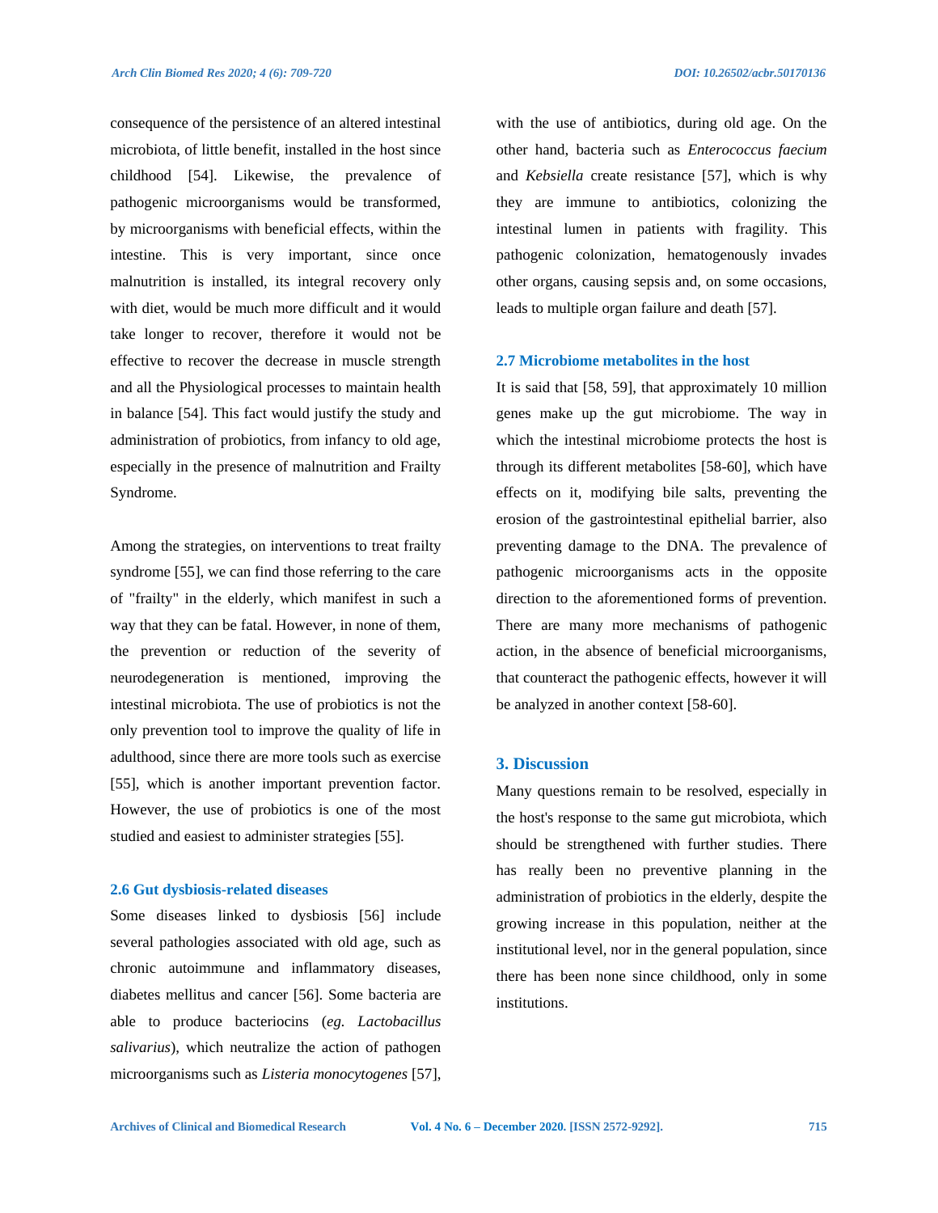consequence of the persistence of an altered intestinal microbiota, of little benefit, installed in the host since childhood [54]. Likewise, the prevalence of pathogenic microorganisms would be transformed, by microorganisms with beneficial effects, within the intestine. This is very important, since once malnutrition is installed, its integral recovery only with diet, would be much more difficult and it would take longer to recover, therefore it would not be effective to recover the decrease in muscle strength and all the Physiological processes to maintain health in balance [54]. This fact would justify the study and administration of probiotics, from infancy to old age, especially in the presence of malnutrition and Frailty Syndrome.

Among the strategies, on interventions to treat frailty syndrome [55], we can find those referring to the care of "frailty" in the elderly, which manifest in such a way that they can be fatal. However, in none of them, the prevention or reduction of the severity of neurodegeneration is mentioned, improving the intestinal microbiota. The use of probiotics is not the only prevention tool to improve the quality of life in adulthood, since there are more tools such as exercise [55], which is another important prevention factor. However, the use of probiotics is one of the most studied and easiest to administer strategies [55].

### 2.6 Gut dysbiosis-related diseases

Some diseases linked to dysbiosis [56] include several pathologies associated with old age, such as chronic autoimmune and inflammatory diseases, diabetes mellitus and cancer [56]. Some bacteria are able to produce bacteriocins (*eg. Lactobacillus salivarius*), which neutralize the action of pathogen microorganisms such as *Listeria monocytogenes* [57], with the use of antibiotics, during old age. On the other hand, bacteria such as *Enterococcus faecium* and *Kebsiella* create resistance [57], which is why they are immune to antibiotics, colonizing the intestinal lumen in patients with fragility. This pathogenic colonization, hematogenously invades other organs, causing sepsis and, on some occasions, leads to multiple organ failure and death [57].

### 2.7 Microbiome metabolites in the host

It is said that [58, 59], that approximately 10 million genes make up the gut microbiome. The way in which the intestinal microbiome protects the host is through its different metabolites [58-60], which have effects on it, modifying bile salts, preventing the erosion of the gastrointestinal epithelial barrier, also preventing damage to the DNA. The prevalence of pathogenic microorganisms acts in the opposite direction to the aforementioned forms of prevention. There are many more mechanisms of pathogenic action, in the absence of beneficial microorganisms, that counteract the pathogenic effects, however it will be analyzed in another context [58-60].

## 3. Discussion

Many questions remain to be resolved, especially in the host's response to the same gut microbiota, which should be strengthened with further studies. There has really been no preventive planning in the administration of probiotics in the elderly, despite the growing increase in this population, neither at the institutional level, nor in the general population, since there has been none since childhood, only in some institutions.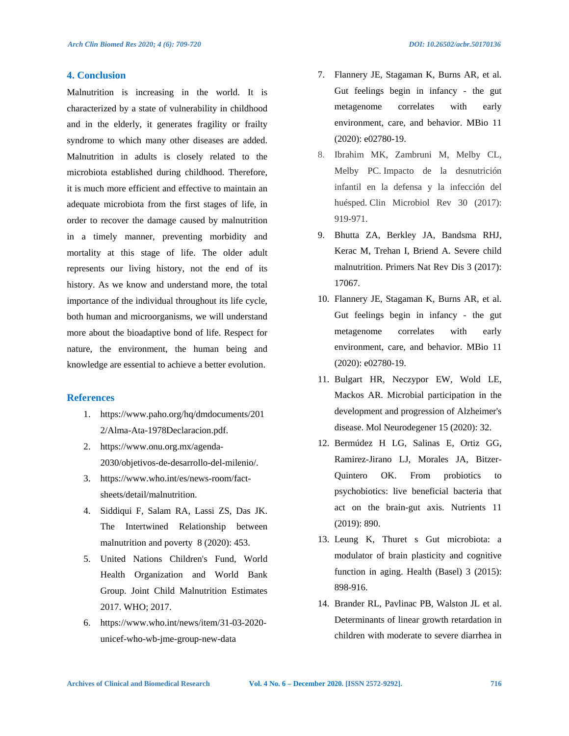## 4. Conclusion

Malnutrition is increasing in the world. It is characterized by a state of vulnerability in childhood and in the elderly, it generates fragility or frailty syndrome to which many other diseases are added. Malnutrition in adults is closely related to the microbiota established during childhood. Therefore, it is much more efficient and effective to maintain an adequate microbiota from the first stages of life, in order to recover the damage caused by malnutrition in a timely manner, preventing morbidity and mortality at this stage of life. The older adult represents our living history, not the end of its history. As we know and understand more, the total importance of the individual throughout its life cycle, both human and microorganisms, we will understand more about the bioadaptive bond of life. Respect for nature, the environment, the human being and knowledge are essential to achieve a better evolution.

## References

1. https://www.paho.org/hq/dmdocuments/2012/Alma-Ata-1978Declaracion.pdf.
2. https://www.onu.org.mx/agenda-2030/objetivos-de-desarrollo-del-milenio/.
3. https://www.who.int/es/news-room/fact-sheets/detail/malnutrition.
4. Siddiqui F, Salam RA, Lassi ZS, Das JK. The Intertwined Relationship between malnutrition and poverty 8 (2020): 453.
5. United Nations Children's Fund, World Health Organization and World Bank Group. Joint Child Malnutrition Estimates 2017. WHO; 2017.
6. https://www.who.int/news/item/31-03-2020-unicef-who-wb-jme-group-new-data
7. Flannery JE, Stagaman K, Burns AR, et al. Gut feelings begin in infancy - the gut metagenome correlates with early environment, care, and behavior. MBio 11 (2020): e02780-19.
8. Ibrahim MK, Zambruni M, Melby CL, Melby PC. Impacto de la desnutrición infantil en la defensa y la infección del huésped. Clin Microbiol Rev 30 (2017): 919-971.
9. Bhutta ZA, Berkley JA, Bandsma RHJ, Kerac M, Trehan I, Briend A. Severe child malnutrition. Primers Nat Rev Dis 3 (2017): 17067.
10. Flannery JE, Stagaman K, Burns AR, et al. Gut feelings begin in infancy - the gut metagenome correlates with early environment, care, and behavior. MBio 11 (2020): e02780-19.
11. Bulgart HR, Neczypor EW, Wold LE, Mackos AR. Microbial participation in the development and progression of Alzheimer's disease. Mol Neurodegener 15 (2020): 32.
12. Bermúdez H LG, Salinas E, Ortiz GG, Ramirez-Jirano LJ, Morales JA, Bitzer-Quintero OK. From probiotics to psychobiotics: live beneficial bacteria that act on the brain-gut axis. Nutrients 11 (2019): 890.
13. Leung K, Thuret s Gut microbiota: a modulator of brain plasticity and cognitive function in aging. Health (Basel) 3 (2015): 898-916.
14. Brander RL, Pavlinac PB, Walston JL et al. Determinants of linear growth retardation in children with moderate to severe diarrhea in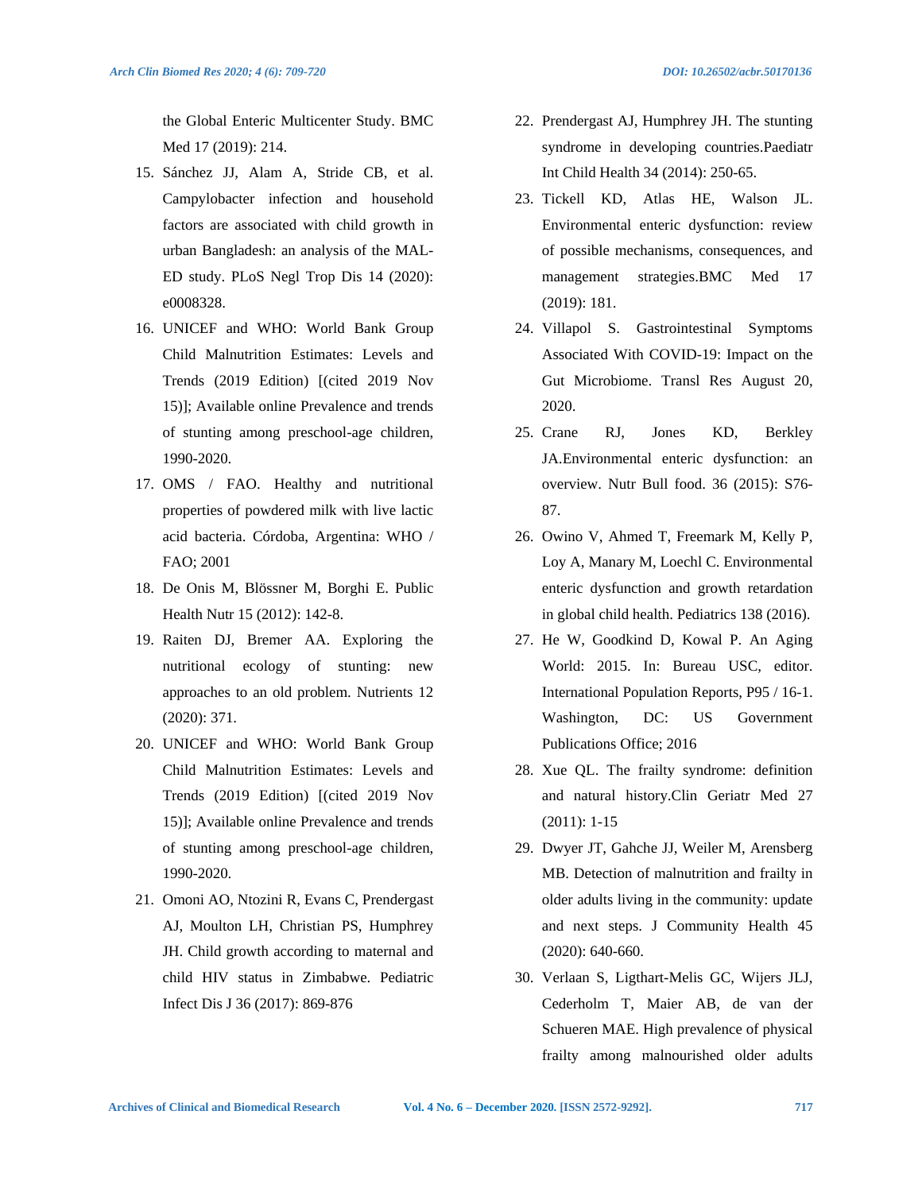the Global Enteric Multicenter Study. BMC Med 17 (2019): 214.

15. Sánchez JJ, Alam A, Stride CB, et al. Campylobacter infection and household factors are associated with child growth in urban Bangladesh: an analysis of the MAL-ED study. PLoS Negl Trop Dis 14 (2020): e0008328.
16. UNICEF and WHO: World Bank Group Child Malnutrition Estimates: Levels and Trends (2019 Edition) [(cited 2019 Nov 15)]; Available online Prevalence and trends of stunting among preschool-age children, 1990-2020.
17. OMS / FAO. Healthy and nutritional properties of powdered milk with live lactic acid bacteria. Córdoba, Argentina: WHO / FAO; 2001
18. De Onis M, Blössner M, Borghi E. Public Health Nutr 15 (2012): 142-8.
19. Raiten DJ, Bremer AA. Exploring the nutritional ecology of stunting: new approaches to an old problem. Nutrients 12 (2020): 371.
20. UNICEF and WHO: World Bank Group Child Malnutrition Estimates: Levels and Trends (2019 Edition) [(cited 2019 Nov 15)]; Available online Prevalence and trends of stunting among preschool-age children, 1990-2020.
21. Omoni AO, Ntozini R, Evans C, Prendergast AJ, Moulton LH, Christian PS, Humphrey JH. Child growth according to maternal and child HIV status in Zimbabwe. Pediatric Infect Dis J 36 (2017): 869-876
22. Prendergast AJ, Humphrey JH. The stunting syndrome in developing countries.Paediatr Int Child Health 34 (2014): 250-65.
23. Tickell KD, Atlas HE, Walson JL. Environmental enteric dysfunction: review of possible mechanisms, consequences, and management strategies.BMC Med 17 (2019): 181.
24. Villapol S. Gastrointestinal Symptoms Associated With COVID-19: Impact on the Gut Microbiome. Transl Res August 20, 2020.
25. Crane RJ, Jones KD, Berkley JA.Environmental enteric dysfunction: an overview. Nutr Bull food. 36 (2015): S76-87.
26. Owino V, Ahmed T, Freemark M, Kelly P, Loy A, Manary M, Loechl C. Environmental enteric dysfunction and growth retardation in global child health. Pediatrics 138 (2016).
27. He W, Goodkind D, Kowal P. An Aging World: 2015. In: Bureau USC, editor. International Population Reports, P95 / 16-1. Washington, DC: US Government Publications Office; 2016
28. Xue QL. The frailty syndrome: definition and natural history.Clin Geriatr Med 27 (2011): 1-15
29. Dwyer JT, Gahche JJ, Weiler M, Arensberg MB. Detection of malnutrition and frailty in older adults living in the community: update and next steps. J Community Health 45 (2020): 640-660.
30. Verlaan S, Ligthart-Melis GC, Wijers JLJ, Cederholm T, Maier AB, de van der Schueren MAE. High prevalence of physical frailty among malnourished older adults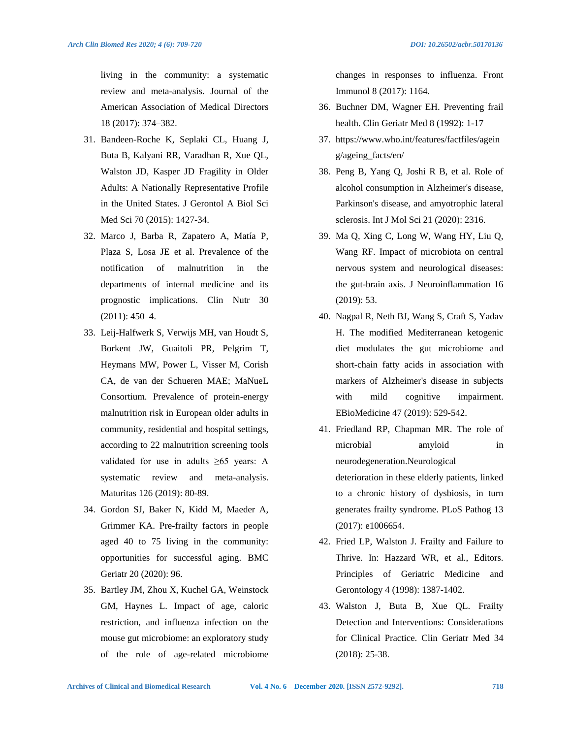living in the community: a systematic review and meta-analysis. Journal of the American Association of Medical Directors 18 (2017): 374–382.

31. Bandeen-Roche K, Seplaki CL, Huang J, Buta B, Kalyani RR, Varadhan R, Xue QL, Walston JD, Kasper JD Fragility in Older Adults: A Nationally Representative Profile in the United States. J Gerontol A Biol Sci Med Sci 70 (2015): 1427-34.
32. Marco J, Barba R, Zapatero A, Matía P, Plaza S, Losa JE et al. Prevalence of the notification of malnutrition in the departments of internal medicine and its prognostic implications. Clin Nutr 30 (2011): 450–4.
33. Leij-Halfwerk S, Verwijs MH, van Houdt S, Borkent JW, Guaitoli PR, Pelgrim T, Heymans MW, Power L, Visser M, Corish CA, de van der Schueren MAE; MaNueL Consortium. Prevalence of protein-energy malnutrition risk in European older adults in community, residential and hospital settings, according to 22 malnutrition screening tools validated for use in adults ≥65 years: A systematic review and meta-analysis. Maturitas 126 (2019): 80-89.
34. Gordon SJ, Baker N, Kidd M, Maeder A, Grimmer KA. Pre-frailty factors in people aged 40 to 75 living in the community: opportunities for successful aging. BMC Geriatr 20 (2020): 96.
35. Bartley JM, Zhou X, Kuchel GA, Weinstock GM, Haynes L. Impact of age, caloric restriction, and influenza infection on the mouse gut microbiome: an exploratory study of the role of age-related microbiome changes in responses to influenza. Front Immunol 8 (2017): 1164.
36. Buchner DM, Wagner EH. Preventing frail health. Clin Geriatr Med 8 (1992): 1-17
37. https://www.who.int/features/factfiles/ageing/ageing_facts/en/
38. Peng B, Yang Q, Joshi R B, et al. Role of alcohol consumption in Alzheimer's disease, Parkinson's disease, and amyotrophic lateral sclerosis. Int J Mol Sci 21 (2020): 2316.
39. Ma Q, Xing C, Long W, Wang HY, Liu Q, Wang RF. Impact of microbiota on central nervous system and neurological diseases: the gut-brain axis. J Neuroinflammation 16 (2019): 53.
40. Nagpal R, Neth BJ, Wang S, Craft S, Yadav H. The modified Mediterranean ketogenic diet modulates the gut microbiome and short-chain fatty acids in association with markers of Alzheimer's disease in subjects with mild cognitive impairment. EBioMedicine 47 (2019): 529-542.
41. Friedland RP, Chapman MR. The role of microbial amyloid in neurodegeneration.Neurological deterioration in these elderly patients, linked to a chronic history of dysbiosis, in turn generates frailty syndrome. PLoS Pathog 13 (2017): e1006654.
42. Fried LP, Walston J. Frailty and Failure to Thrive. In: Hazzard WR, et al., Editors. Principles of Geriatric Medicine and Gerontology 4 (1998): 1387-1402.
43. Walston J, Buta B, Xue QL. Frailty Detection and Interventions: Considerations for Clinical Practice. Clin Geriatr Med 34 (2018): 25-38.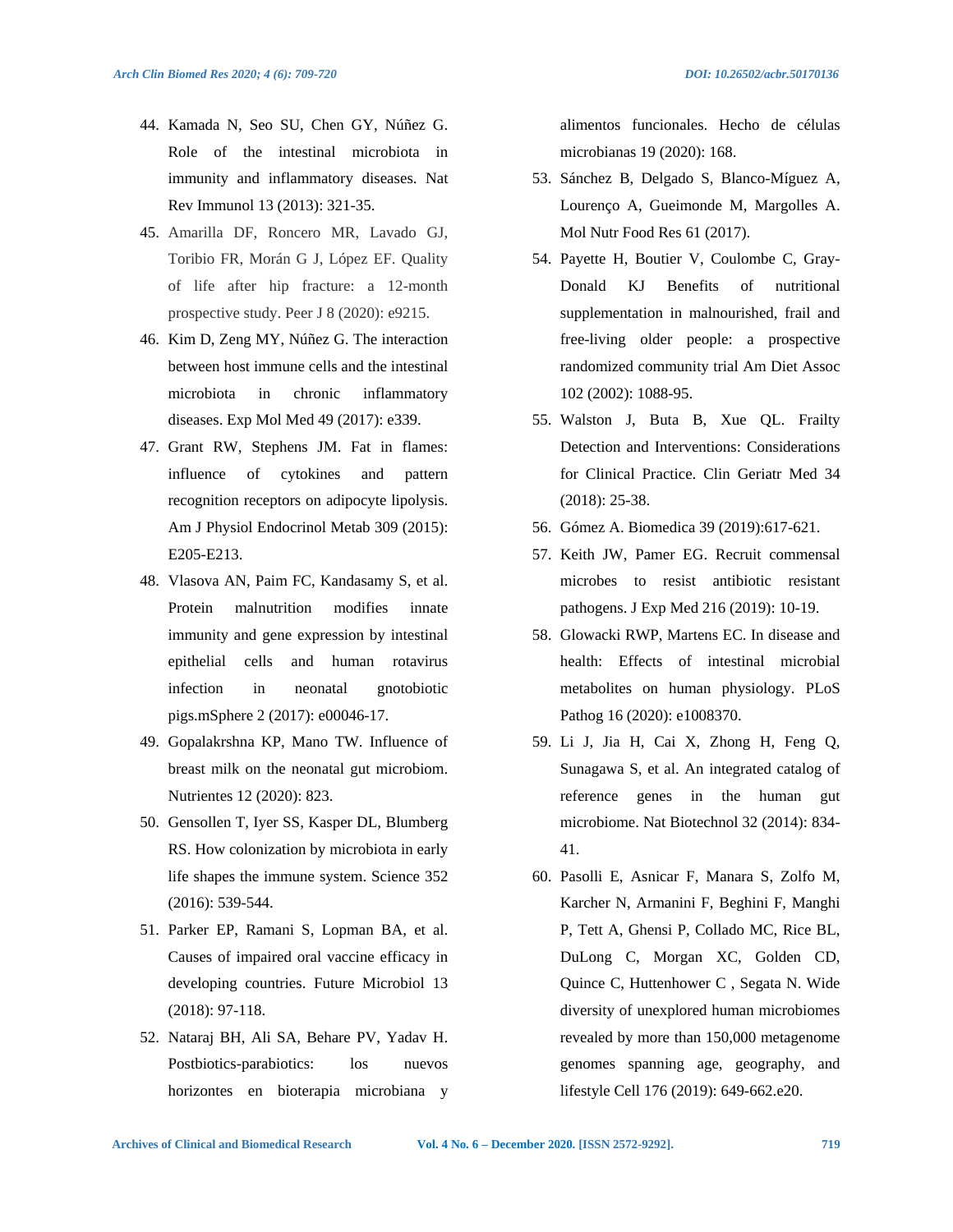44. Kamada N, Seo SU, Chen GY, Núñez G. Role of the intestinal microbiota in immunity and inflammatory diseases. Nat Rev Immunol 13 (2013): 321-35.
45. Amarilla DF, Roncero MR, Lavado GJ, Toribio FR, Morán G J, López EF. Quality of life after hip fracture: a 12-month prospective study. Peer J 8 (2020): e9215.
46. Kim D, Zeng MY, Núñez G. The interaction between host immune cells and the intestinal microbiota in chronic inflammatory diseases. Exp Mol Med 49 (2017): e339.
47. Grant RW, Stephens JM. Fat in flames: influence of cytokines and pattern recognition receptors on adipocyte lipolysis. Am J Physiol Endocrinol Metab 309 (2015): E205-E213.
48. Vlasova AN, Paim FC, Kandasamy S, et al. Protein malnutrition modifies innate immunity and gene expression by intestinal epithelial cells and human rotavirus infection in neonatal gnotobiotic pigs.mSphere 2 (2017): e00046-17.
49. Gopalakrshna KP, Mano TW. Influence of breast milk on the neonatal gut microbiom. Nutrientes 12 (2020): 823.
50. Gensollen T, Iyer SS, Kasper DL, Blumberg RS. How colonization by microbiota in early life shapes the immune system. Science 352 (2016): 539-544.
51. Parker EP, Ramani S, Lopman BA, et al. Causes of impaired oral vaccine efficacy in developing countries. Future Microbiol 13 (2018): 97-118.
52. Nataraj BH, Ali SA, Behare PV, Yadav H. Postbiotics-parabiotics: los nuevos horizontes en bioterapia microbiana y alimentos funcionales. Hecho de células microbianas 19 (2020): 168.
53. Sánchez B, Delgado S, Blanco-Míguez A, Lourenço A, Gueimonde M, Margolles A. Mol Nutr Food Res 61 (2017).
54. Payette H, Boutier V, Coulombe C, Gray-Donald KJ Benefits of nutritional supplementation in malnourished, frail and free-living older people: a prospective randomized community trial Am Diet Assoc 102 (2002): 1088-95.
55. Walston J, Buta B, Xue QL. Frailty Detection and Interventions: Considerations for Clinical Practice. Clin Geriatr Med 34 (2018): 25-38.
56. Gómez A. Biomedica 39 (2019):617-621.
57. Keith JW, Pamer EG. Recruit commensal microbes to resist antibiotic resistant pathogens. J Exp Med 216 (2019): 10-19.
58. Glowacki RWP, Martens EC. In disease and health: Effects of intestinal microbial metabolites on human physiology. PLoS Pathog 16 (2020): e1008370.
59. Li J, Jia H, Cai X, Zhong H, Feng Q, Sunagawa S, et al. An integrated catalog of reference genes in the human gut microbiome. Nat Biotechnol 32 (2014): 834-41.
60. Pasolli E, Asnicar F, Manara S, Zolfo M, Karcher N, Armanini F, Beghini F, Manghi P, Tett A, Ghensi P, Collado MC, Rice BL, DuLong C, Morgan XC, Golden CD, Quince C, Huttenhower C , Segata N. Wide diversity of unexplored human microbiomes revealed by more than 150,000 metagenome genomes spanning age, geography, and lifestyle Cell 176 (2019): 649-662.e20.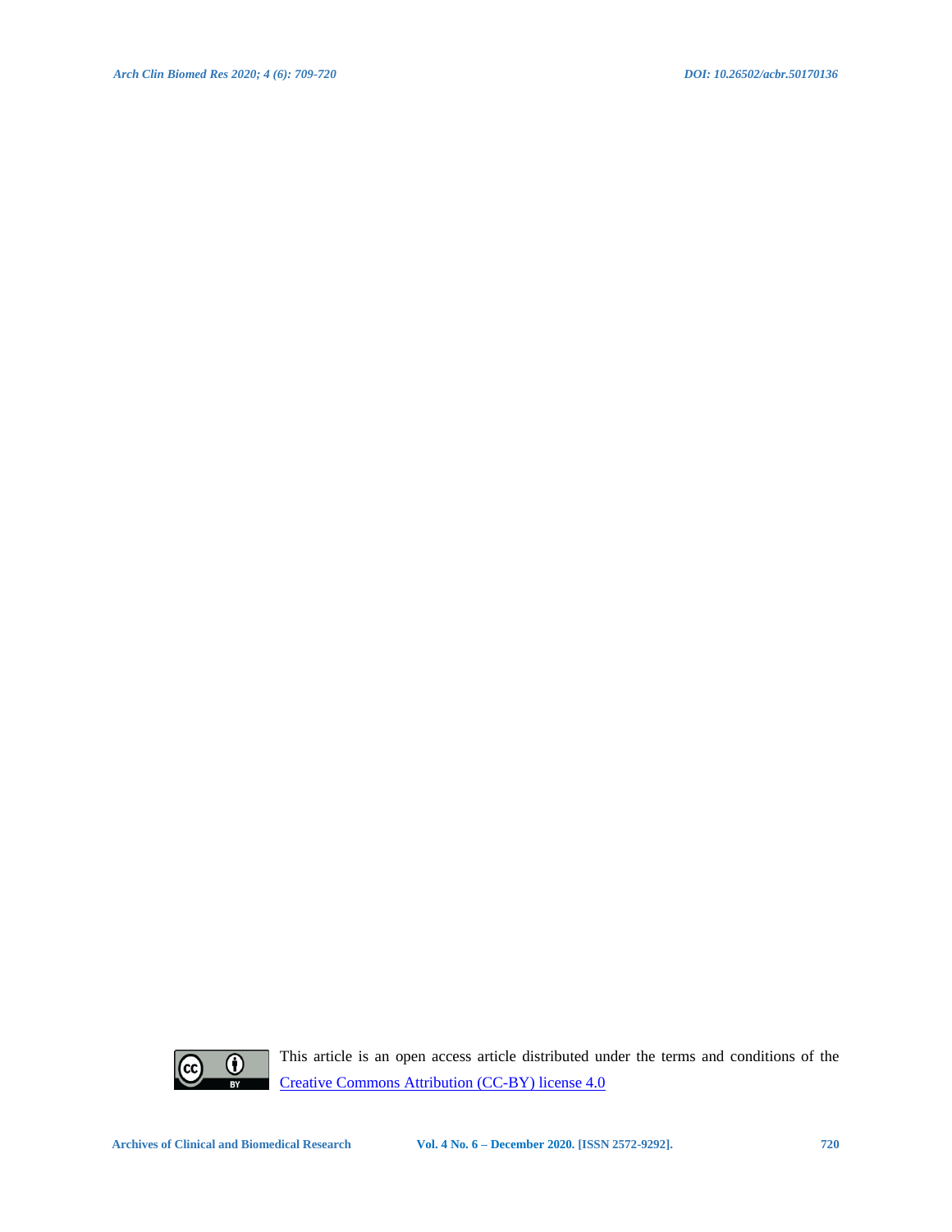This article is an open access article distributed under the terms and conditions of the [Creative Commons Attribution (CC-BY) license 4.0](https://creativecommons.org/licenses/by/4.0/)